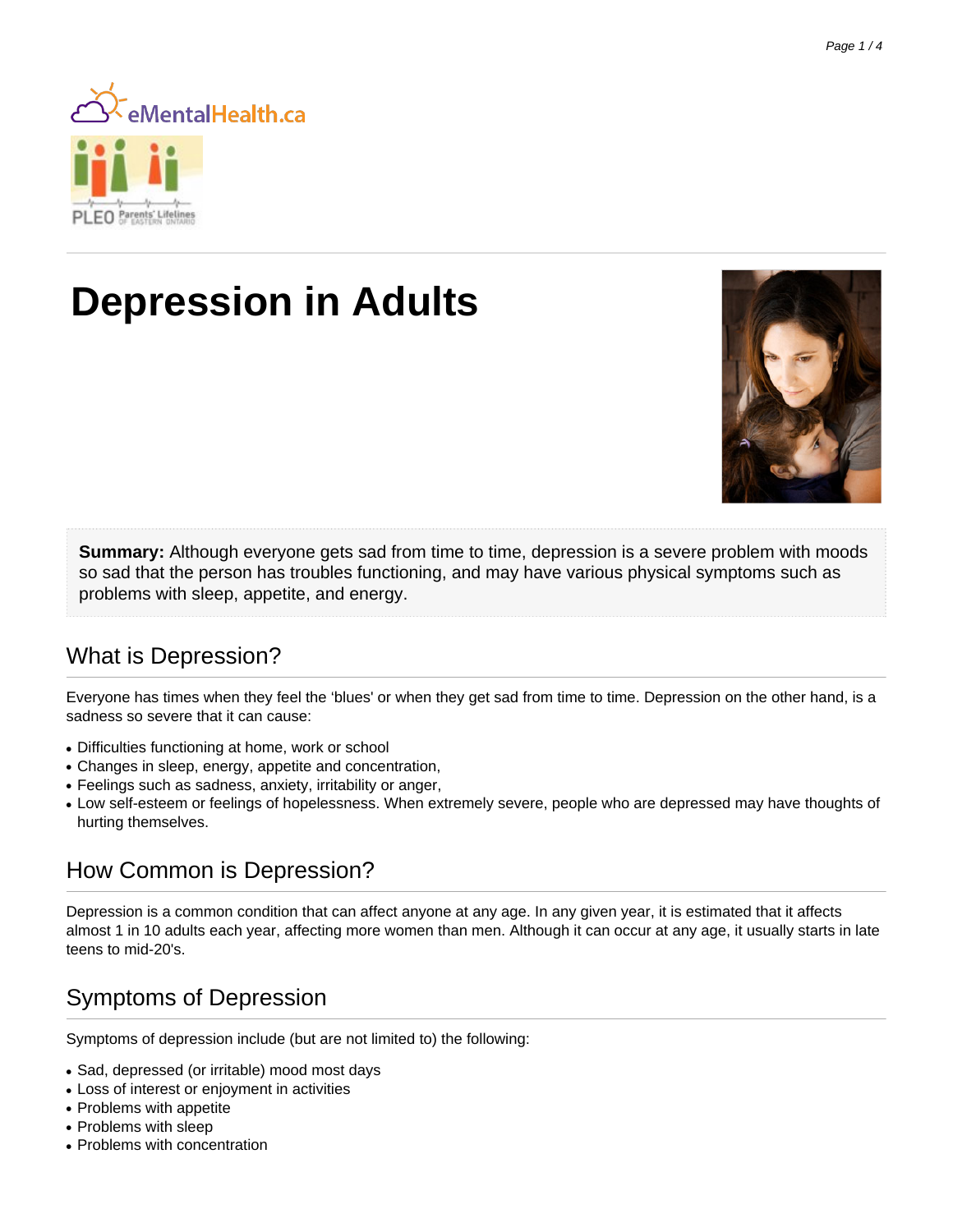eMentalHealth.ca

PLEO Parents' Lifelines of Eastern Ontario

# Depression in Adults

**Summary:** Although everyone gets sad from time to time, depression is a severe problem with moods so sad that the person has troubles functioning, and may have various physical symptoms such as problems with sleep, appetite, and energy.

## What is Depression?

Everyone has times when they feel the 'blues' or when they get sad from time to time. Depression on the other hand, is a sadness so severe that it can cause:

- Difficulties functioning at home, work or school
- Changes in sleep, energy, appetite and concentration,
- Feelings such as sadness, anxiety, irritability or anger,
- Low self-esteem or feelings of hopelessness. When extremely severe, people who are depressed may have thoughts of hurting themselves.

## How Common is Depression?

Depression is a common condition that can affect anyone at any age. In any given year, it is estimated that it affects almost 1 in 10 adults each year, affecting more women than men. Although it can occur at any age, it usually starts in late teens to mid-20's.

## Symptoms of Depression

Symptoms of depression include (but are not limited to) the following:

- Sad, depressed (or irritable) mood most days
- Loss of interest or enjoyment in activities
- Problems with appetite
- Problems with sleep
- Problems with concentration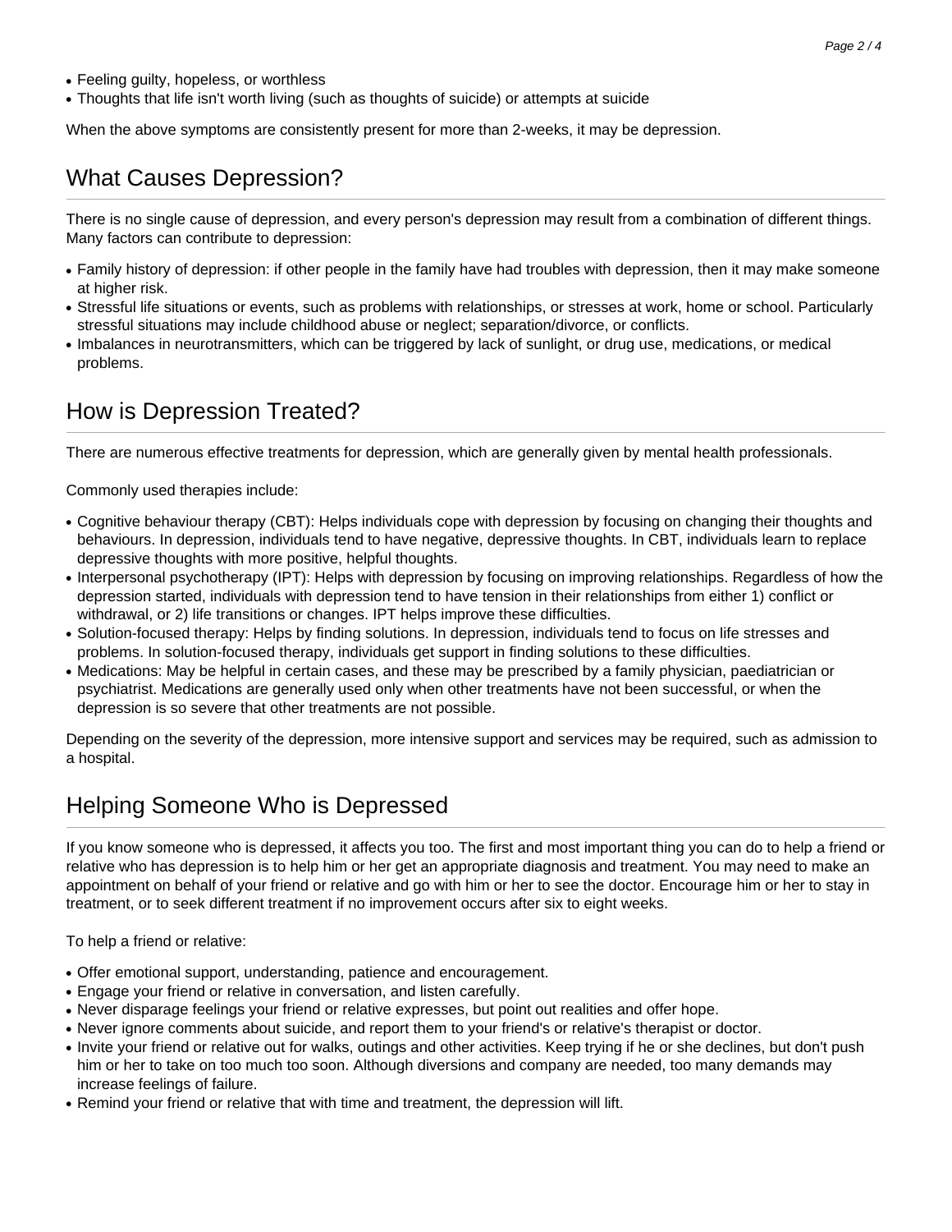- Feeling guilty, hopeless, or worthless
- Thoughts that life isn't worth living (such as thoughts of suicide) or attempts at suicide

When the above symptoms are consistently present for more than 2-weeks, it may be depression.

## What Causes Depression?

There is no single cause of depression, and every person's depression may result from a combination of different things. Many factors can contribute to depression:

- Family history of depression: if other people in the family have had troubles with depression, then it may make someone at higher risk.
- Stressful life situations or events, such as problems with relationships, or stresses at work, home or school. Particularly stressful situations may include childhood abuse or neglect; separation/divorce, or conflicts.
- Imbalances in neurotransmitters, which can be triggered by lack of sunlight, or drug use, medications, or medical problems.

## How is Depression Treated?

There are numerous effective treatments for depression, which are generally given by mental health professionals.

Commonly used therapies include:

- Cognitive behaviour therapy (CBT): Helps individuals cope with depression by focusing on changing their thoughts and behaviours. In depression, individuals tend to have negative, depressive thoughts. In CBT, individuals learn to replace depressive thoughts with more positive, helpful thoughts.
- Interpersonal psychotherapy (IPT): Helps with depression by focusing on improving relationships. Regardless of how the depression started, individuals with depression tend to have tension in their relationships from either 1) conflict or withdrawal, or 2) life transitions or changes. IPT helps improve these difficulties.
- Solution-focused therapy: Helps by finding solutions. In depression, individuals tend to focus on life stresses and problems. In solution-focused therapy, individuals get support in finding solutions to these difficulties.
- Medications: May be helpful in certain cases, and these may be prescribed by a family physician, paediatrician or psychiatrist. Medications are generally used only when other treatments have not been successful, or when the depression is so severe that other treatments are not possible.

Depending on the severity of the depression, more intensive support and services may be required, such as admission to a hospital.

## Helping Someone Who is Depressed

If you know someone who is depressed, it affects you too. The first and most important thing you can do to help a friend or relative who has depression is to help him or her get an appropriate diagnosis and treatment. You may need to make an appointment on behalf of your friend or relative and go with him or her to see the doctor. Encourage him or her to stay in treatment, or to seek different treatment if no improvement occurs after six to eight weeks.

To help a friend or relative:

- Offer emotional support, understanding, patience and encouragement.
- Engage your friend or relative in conversation, and listen carefully.
- Never disparage feelings your friend or relative expresses, but point out realities and offer hope.
- Never ignore comments about suicide, and report them to your friend's or relative's therapist or doctor.
- Invite your friend or relative out for walks, outings and other activities. Keep trying if he or she declines, but don't push him or her to take on too much too soon. Although diversions and company are needed, too many demands may increase feelings of failure.
- Remind your friend or relative that with time and treatment, the depression will lift.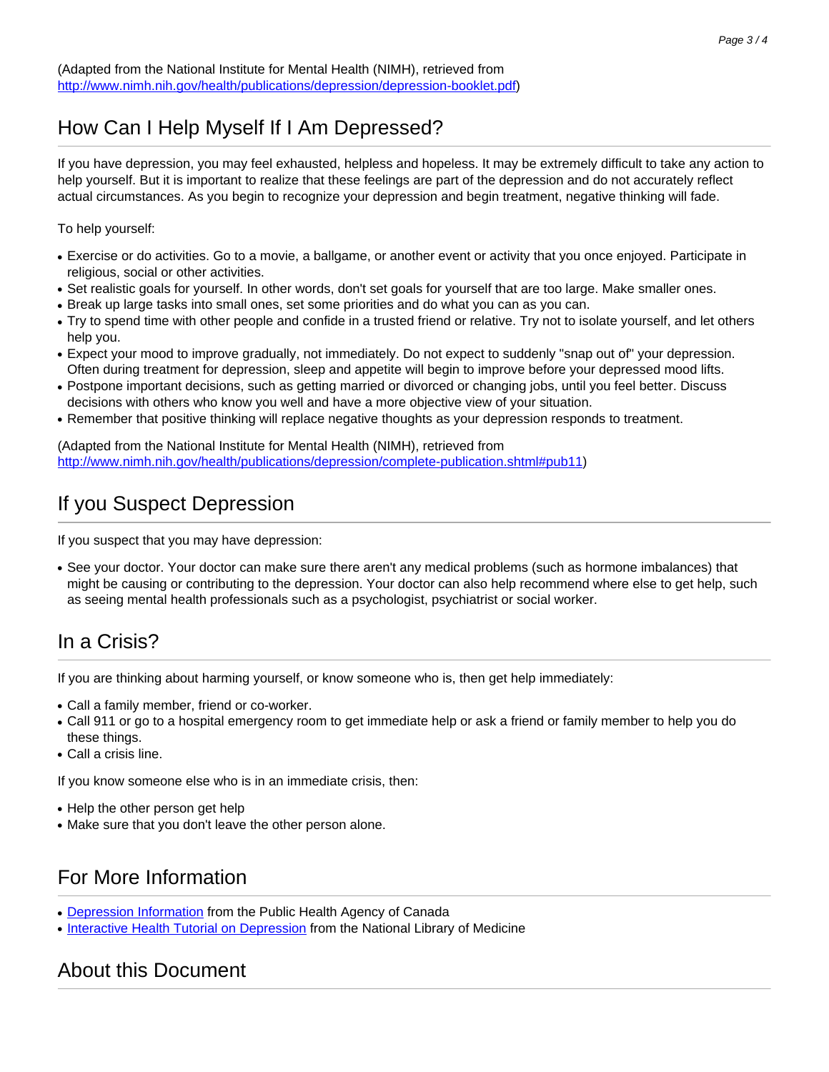(Adapted from the National Institute for Mental Health (NIMH), retrieved from [http://www.nimh.nih.gov/health/publications/depression/depression-booklet.pdf](http://www.nimh.nih.gov/health/publications/depression/depression-booklet.pdf))

## How Can I Help Myself If I Am Depressed?

If you have depression, you may feel exhausted, helpless and hopeless. It may be extremely difficult to take any action to help yourself. But it is important to realize that these feelings are part of the depression and do not accurately reflect actual circumstances. As you begin to recognize your depression and begin treatment, negative thinking will fade.

To help yourself:

- Exercise or do activities. Go to a movie, a ballgame, or another event or activity that you once enjoyed. Participate in religious, social or other activities.
- Set realistic goals for yourself. In other words, don't set goals for yourself that are too large. Make smaller ones.
- Break up large tasks into small ones, set some priorities and do what you can as you can.
- Try to spend time with other people and confide in a trusted friend or relative. Try not to isolate yourself, and let others help you.
- Expect your mood to improve gradually, not immediately. Do not expect to suddenly "snap out of" your depression. Often during treatment for depression, sleep and appetite will begin to improve before your depressed mood lifts.
- Postpone important decisions, such as getting married or divorced or changing jobs, until you feel better. Discuss decisions with others who know you well and have a more objective view of your situation.
- Remember that positive thinking will replace negative thoughts as your depression responds to treatment.

(Adapted from the National Institute for Mental Health (NIMH), retrieved from [http://www.nimh.nih.gov/health/publications/depression/complete-publication.shtml#pub11](http://www.nimh.nih.gov/health/publications/depression/complete-publication.shtml#pub11))

## If you Suspect Depression

If you suspect that you may have depression:

- See your doctor. Your doctor can make sure there aren't any medical problems (such as hormone imbalances) that might be causing or contributing to the depression. Your doctor can also help recommend where else to get help, such as seeing mental health professionals such as a psychologist, psychiatrist or social worker.

## In a Crisis?

If you are thinking about harming yourself, or know someone who is, then get help immediately:

- Call a family member, friend or co-worker.
- Call 911 or go to a hospital emergency room to get immediate help or ask a friend or family member to help you do these things.
- Call a crisis line.

If you know someone else who is in an immediate crisis, then:

- Help the other person get help
- Make sure that you don't leave the other person alone.

## For More Information

- Depression Information from the Public Health Agency of Canada
- Interactive Health Tutorial on Depression from the National Library of Medicine

## About this Document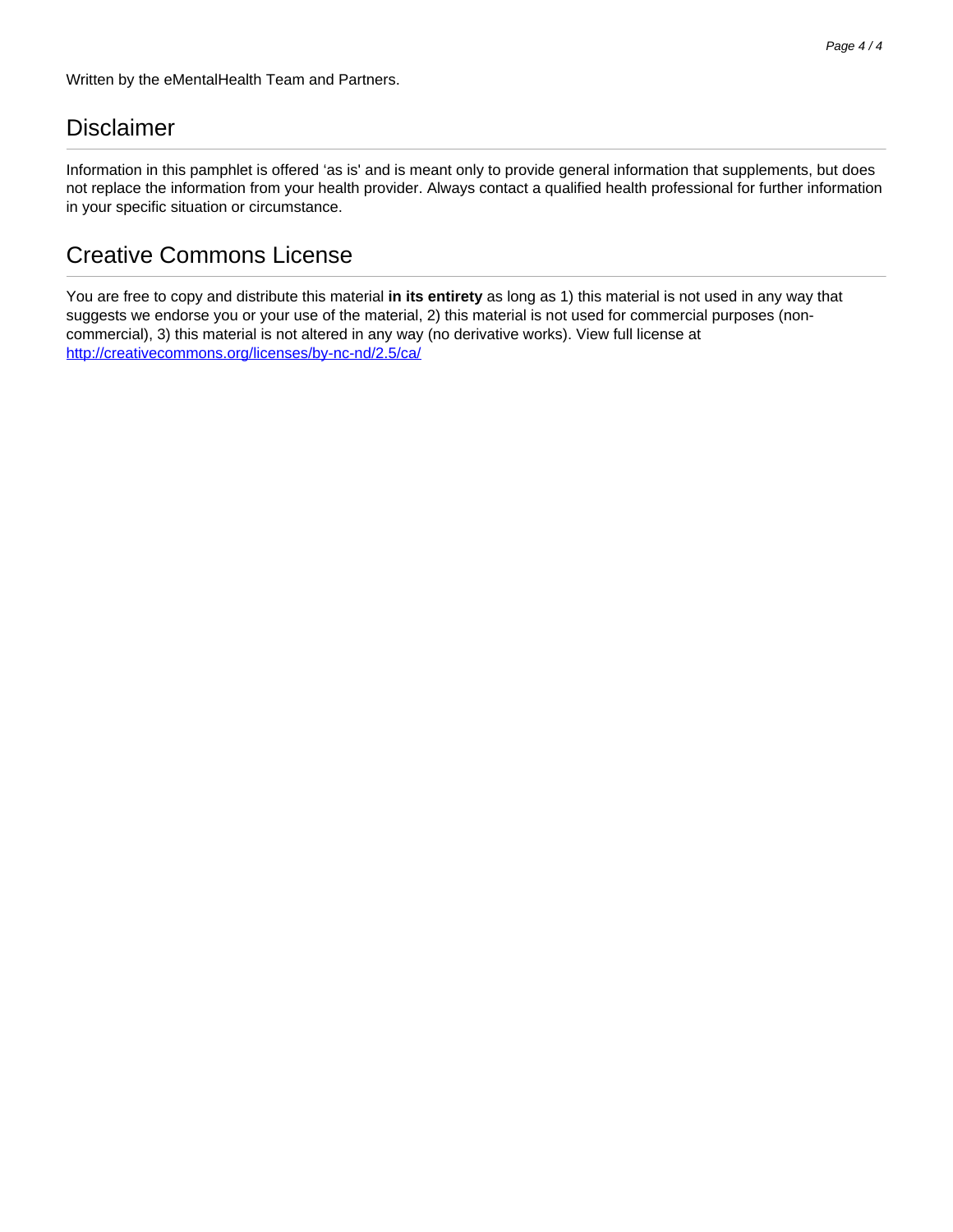Written by the eMentalHealth Team and Partners.

## Disclaimer

Information in this pamphlet is offered 'as is' and is meant only to provide general information that supplements, but does not replace the information from your health provider. Always contact a qualified health professional for further information in your specific situation or circumstance.

## Creative Commons License

You are free to copy and distribute this material **in its entirety** as long as 1) this material is not used in any way that suggests we endorse you or your use of the material, 2) this material is not used for commercial purposes (non-commercial), 3) this material is not altered in any way (no derivative works). View full license at http://creativecommons.org/licenses/by-nc-nd/2.5/ca/